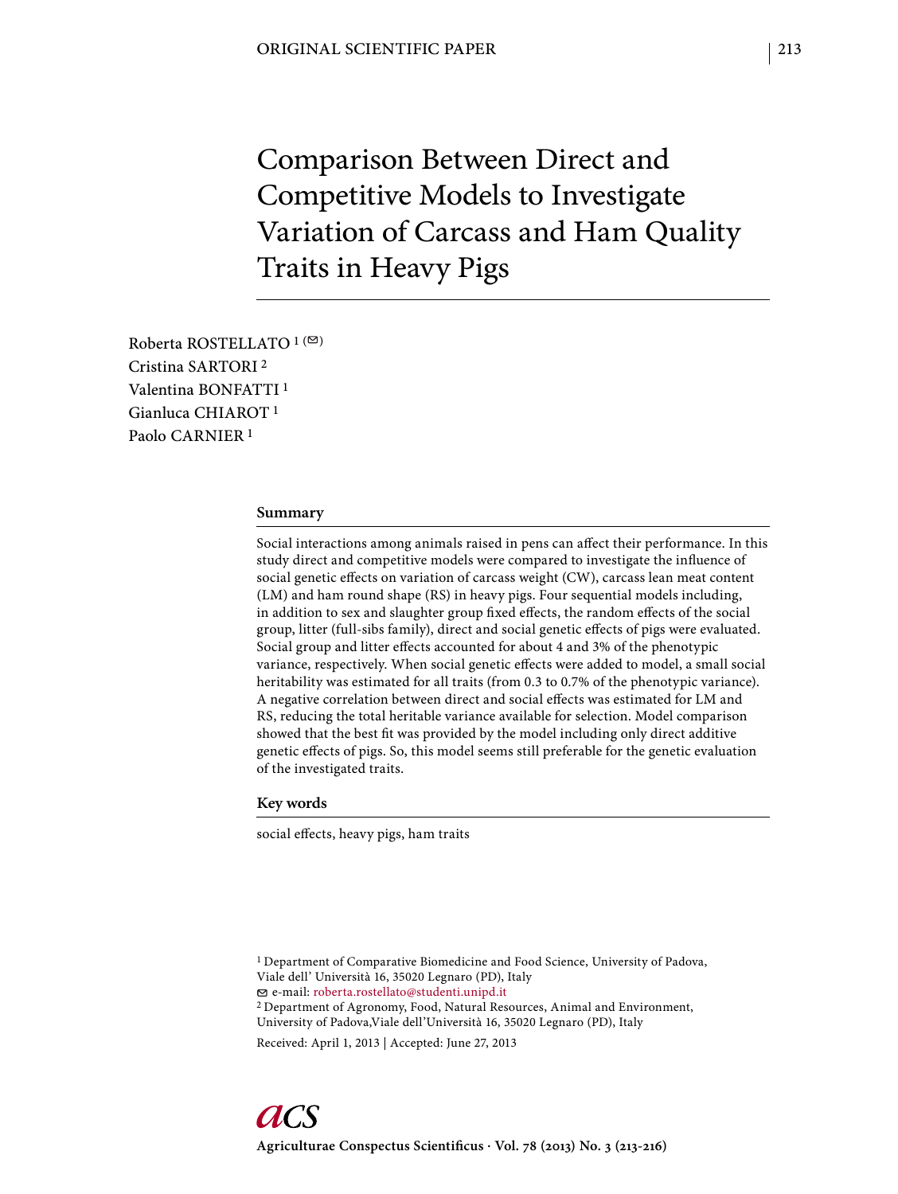ORIGINAL SCIENTIFIC PAPER

# Comparison Between Direct and Competitive Models to Investigate Variation of Carcass and Ham Quality Traits in Heavy Pigs

Roberta ROSTELLATO [1] (✉)
Cristina SARTORI [2]
Valentina BONFATTI [1]
Gianluca CHIAROT [1]
Paolo CARNIER [1]

## Summary

Social interactions among animals raised in pens can affect their performance. In this study direct and competitive models were compared to investigate the influence of social genetic effects on variation of carcass weight (CW), carcass lean meat content (LM) and ham round shape (RS) in heavy pigs. Four sequential models including, in addition to sex and slaughter group fixed effects, the random effects of the social group, litter (full-sibs family), direct and social genetic effects of pigs were evaluated. Social group and litter effects accounted for about 4 and 3% of the phenotypic variance, respectively. When social genetic effects were added to model, a small social heritability was estimated for all traits (from 0.3 to 0.7% of the phenotypic variance). A negative correlation between direct and social effects was estimated for LM and RS, reducing the total heritable variance available for selection. Model comparison showed that the best fit was provided by the model including only direct additive genetic effects of pigs. So, this model seems still preferable for the genetic evaluation of the investigated traits.

## Key words

social effects, heavy pigs, ham traits

[1] Department of Comparative Biomedicine and Food Science, University of Padova, Viale dell' Università 16, 35020 Legnaro (PD), Italy
✉ e-mail: roberta.rostellato@studenti.unipd.it
[2] Department of Agronomy, Food, Natural Resources, Animal and Environment, University of Padova,Viale dell'Università 16, 35020 Legnaro (PD), Italy

Received: April 1, 2013 | Accepted: June 27, 2013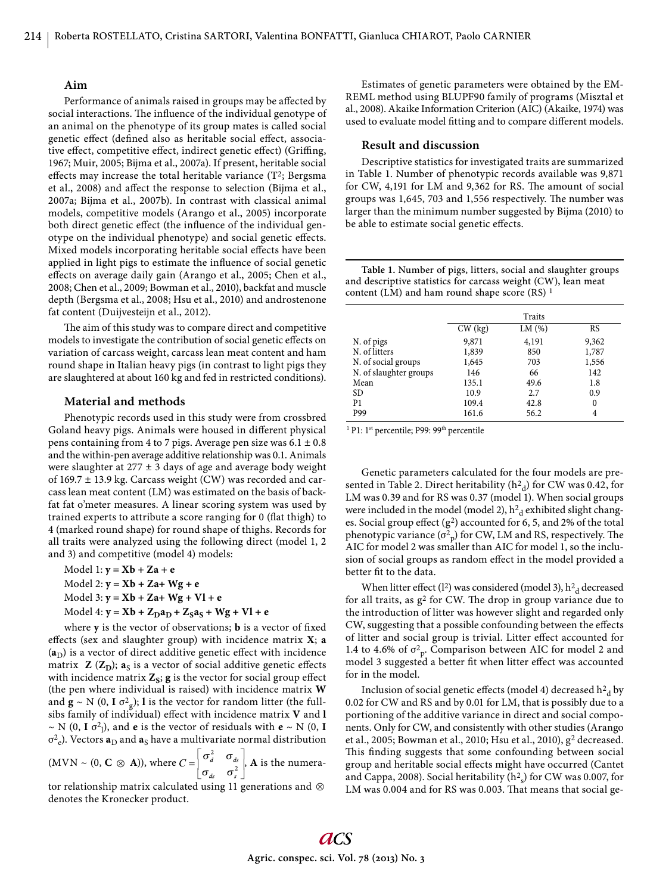## Aim

Performance of animals raised in groups may be affected by social interactions. The influence of the individual genotype of an animal on the phenotype of its group mates is called social genetic effect (defined also as heritable social effect, associative effect, competitive effect, indirect genetic effect) (Griffing, 1967; Muir, 2005; Bijma et al., 2007a). If present, heritable social effects may increase the total heritable variance ($T^2$; Bergsma et al., 2008) and affect the response to selection (Bijma et al., 2007a; Bijma et al., 2007b). In contrast with classical animal models, competitive models (Arango et al., 2005) incorporate both direct genetic effect (the influence of the individual genotype on the individual phenotype) and social genetic effects. Mixed models incorporating heritable social effects have been applied in light pigs to estimate the influence of social genetic effects on average daily gain (Arango et al., 2005; Chen et al., 2008; Chen et al., 2009; Bowman et al., 2010), backfat and muscle depth (Bergsma et al., 2008; Hsu et al., 2010) and androstenone fat content (Duijvesteijn et al., 2012).

The aim of this study was to compare direct and competitive models to investigate the contribution of social genetic effects on variation of carcass weight, carcass lean meat content and ham round shape in Italian heavy pigs (in contrast to light pigs they are slaughtered at about 160 kg and fed in restricted conditions).

## Material and methods

Phenotypic records used in this study were from crossbred Goland heavy pigs. Animals were housed in different physical pens containing from 4 to 7 pigs. Average pen size was 6.1 ± 0.8 and the within-pen average additive relationship was 0.1. Animals were slaughter at 277 ± 3 days of age and average body weight of 169.7 ± 13.9 kg. Carcass weight (CW) was recorded and carcass lean meat content (LM) was estimated on the basis of backfat fat o'meter measures. A linear scoring system was used by trained experts to attribute a score ranging for 0 (flat thigh) to 4 (marked round shape) for round shape of thighs. Records for all traits were analyzed using the following direct (model 1, 2 and 3) and competitive (model 4) models:

Model 1: $\mathbf{y} = \mathbf{Xb} + \mathbf{Za} + \mathbf{e}$

Model 2: $\mathbf{y} = \mathbf{Xb} + \mathbf{Za} + \mathbf{Wg} + \mathbf{e}$

Model 3: $\mathbf{y} = \mathbf{Xb} + \mathbf{Za} + \mathbf{Wg} + \mathbf{Vl} + \mathbf{e}$

Model 4: $\mathbf{y} = \mathbf{Xb} + \mathbf{Z_D a_D} + \mathbf{Z_S a_S} + \mathbf{Wg} + \mathbf{Vl} + \mathbf{e}$

where $\mathbf{y}$ is the vector of observations; $\mathbf{b}$ is a vector of fixed effects (sex and slaughter group) with incidence matrix $\mathbf{X}$; $\mathbf{a}$ ($\mathbf{a}_D$) is a vector of direct additive genetic effect with incidence matrix $\mathbf{Z}$ ($\mathbf{Z_D}$); $\mathbf{a}_S$ is a vector of social additive genetic effects with incidence matrix $\mathbf{Z_S}$; $\mathbf{g}$ is the vector for social group effect (the pen where individual is raised) with incidence matrix $\mathbf{W}$ and $\mathbf{g} \sim \mathrm{N}(0, \mathbf{I}\,\sigma^2_g)$; $\mathbf{l}$ is the vector for random litter (the full-sibs family of individual) effect with incidence matrix $\mathbf{V}$ and $\mathbf{l} \sim \mathrm{N}(0, \mathbf{I}\,\sigma^2_l)$, and $\mathbf{e}$ is the vector of residuals with $\mathbf{e} \sim \mathrm{N}(0, \mathbf{I}\,\sigma^2_e)$. Vectors $\mathbf{a}_D$ and $\mathbf{a}_S$ have a multivariate normal distribution (MVN ~ $(0, \mathbf{C} \otimes \mathbf{A})$), where $C = \begin{bmatrix} \sigma^2_d & \sigma_{ds} \\ \sigma_{ds} & \sigma^2_s \end{bmatrix}$, $\mathbf{A}$ is the numerator relationship matrix calculated using 11 generations and $\otimes$ denotes the Kronecker product.

Estimates of genetic parameters were obtained by the EM-REML method using BLUPF90 family of programs (Misztal et al., 2008). Akaike Information Criterion (AIC) (Akaike, 1974) was used to evaluate model fitting and to compare different models.

## Result and discussion

Descriptive statistics for investigated traits are summarized in Table 1. Number of phenotypic records available was 9,871 for CW, 4,191 for LM and 9,362 for RS. The amount of social groups was 1,645, 703 and 1,556 respectively. The number was larger than the minimum number suggested by Bijma (2010) to be able to estimate social genetic effects.

**Table 1.** Number of pigs, litters, social and slaughter groups and descriptive statistics for carcass weight (CW), lean meat content (LM) and ham round shape score (RS) [1]

| | Traits | | |
|---|---|---|---|
| | CW (kg) | LM (%) | RS |
| N. of pigs | 9,871 | 4,191 | 9,362 |
| N. of litters | 1,839 | 850 | 1,787 |
| N. of social groups | 1,645 | 703 | 1,556 |
| N. of slaughter groups | 146 | 66 | 142 |
| Mean | 135.1 | 49.6 | 1.8 |
| SD | 10.9 | 2.7 | 0.9 |
| P1 | 109.4 | 42.8 | 0 |
| P99 | 161.6 | 56.2 | 4 |

[1] P1: 1st percentile; P99: 99th percentile

Genetic parameters calculated for the four models are presented in Table 2. Direct heritability ($h^2_d$) for CW was 0.42, for LM was 0.39 and for RS was 0.37 (model 1). When social groups were included in the model (model 2), $h^2_d$ exhibited slight changes. Social group effect ($g^2$) accounted for 6, 5, and 2% of the total phenotypic variance ($\sigma^2_p$) for CW, LM and RS, respectively. The AIC for model 2 was smaller than AIC for model 1, so the inclusion of social groups as random effect in the model provided a better fit to the data.

When litter effect ($l^2$) was considered (model 3), $h^2_d$ decreased for all traits, as $g^2$ for CW. The drop in group variance due to the introduction of litter was however slight and regarded only CW, suggesting that a possible confounding between the effects of litter and social group is trivial. Litter effect accounted for 1.4 to 4.6% of $\sigma^2_p$. Comparison between AIC for model 2 and model 3 suggested a better fit when litter effect was accounted for in the model.

Inclusion of social genetic effects (model 4) decreased $h^2_d$ by 0.02 for CW and RS and by 0.01 for LM, that is possibly due to a portioning of the additive variance in direct and social components. Only for CW, and consistently with other studies (Arango et al., 2005; Bowman et al., 2010; Hsu et al., 2010), $g^2$ decreased. This finding suggests that some confounding between social group and heritable social effects might have occurred (Cantet and Cappa, 2008). Social heritability ($h^2_s$) for CW was 0.007, for LM was 0.004 and for RS was 0.003. That means that social ge-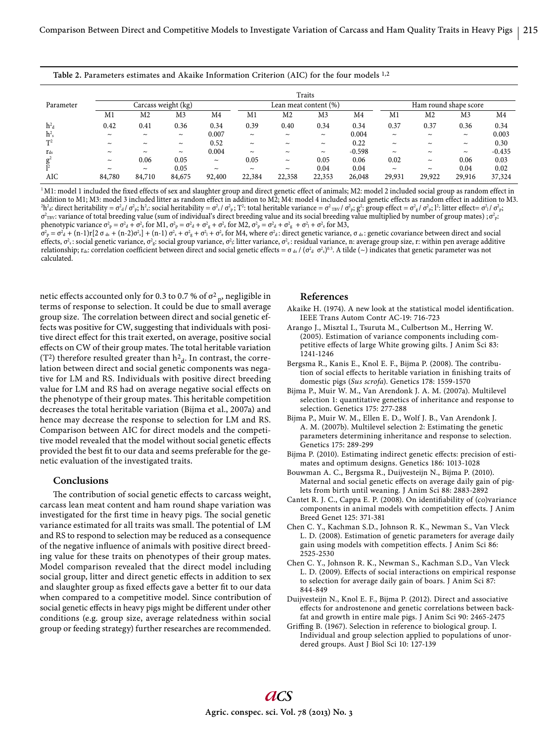**Table 2.** Parameters estimates and Akaike Information Criterion (AIC) for the four models [1,2]

| Parameter | Carcass weight (kg) | | | | Lean meat content (%) | | | | Ham round shape score | | | |
|---|---|---|---|---|---|---|---|---|---|---|---|---|
| | M1 | M2 | M3 | M4 | M1 | M2 | M3 | M4 | M1 | M2 | M3 | M4 |
| $h^2_d$ | 0.42 | 0.41 | 0.36 | 0.34 | 0.39 | 0.40 | 0.34 | 0.34 | 0.37 | 0.37 | 0.36 | 0.34 |
| $h^2_s$ | ~ | ~ | ~ | 0.007 | ~ | ~ | ~ | 0.004 | ~ | ~ | ~ | 0.003 |
| $T^2$ | ~ | ~ | ~ | 0.52 | ~ | ~ | ~ | 0.22 | ~ | ~ | ~ | 0.30 |
| $r_{ds}$ | ~ | ~ | ~ | 0.004 | ~ | ~ | ~ | -0.598 | ~ | ~ | ~ | -0.435 |
| $g^2$ | ~ | 0.06 | 0.05 | ~ | 0.05 | ~ | 0.05 | 0.06 | 0.02 | ~ | 0.06 | 0.03 |
| $l^2$ | ~ | ~ | 0.05 | ~ | ~ | ~ | 0.04 | 0.04 | ~ | ~ | 0.04 | 0.02 |
| AIC | 84,780 | 84,710 | 84,675 | 92,400 | 22,384 | 22,358 | 22,353 | 26,048 | 29,931 | 29,922 | 29,916 | 37,324 |

[1] M1: model 1 included the fixed effects of sex and slaughter group and direct genetic effect of animals; M2: model 2 included social group as random effect in addition to M1; M3: model 3 included litter as random effect in addition to M2; M4: model 4 included social genetic effects as random effect in addition to M3.
[2] $h^2_d$: direct heritability = $\sigma^2_d / \sigma^2_p$; $h^2_s$: social heritability = $\sigma^2_s / \sigma^2_p$; $T^2$: total heritable variance = $\sigma^2_{TBV} / \sigma^2_p$; $g^2$: group effect = $\sigma^2_g / \sigma^2_p$; $l^2$: litter effect= $\sigma^2_l / \sigma^2_p$; $\sigma^2_{TBV}$: variance of total breeding value (sum of individual's direct breeding value and its social breeding value multiplied by number of group mates) ; $\sigma^2_p$: phenotypic variance $\sigma^2_p = \sigma^2_d + \sigma^2_e$ for M1, $\sigma^2_p = \sigma^2_d + \sigma^2_g + \sigma^2_e$ for M2, $\sigma^2_p = \sigma^2_d + \sigma^2_g + \sigma^2_l + \sigma^2_e$ for M3,
$\sigma^2_p = \sigma^2_d + (n-1)r[2\sigma_{ds} + (n-2)\sigma^2_s] + (n-1)\sigma^2_s + \sigma^2_g + \sigma^2_l + \sigma^2_e$ for M4, where $\sigma^2_d$: direct genetic variance, $\sigma_{ds}$: genetic covariance between direct and social effects, $\sigma^2_s$: social genetic variance, $\sigma^2_g$: social group variance, $\sigma^2_l$: litter variance, $\sigma^2_e$: residual variance, n: average group size, r: within pen average additive relationship; $r_{ds}$: correlation coefficient between direct and social genetic effects = $\sigma_{ds} / (\sigma^2_d \ \sigma^2_s)^{0.5}$. A tilde (~) indicates that genetic parameter was not calculated.

netic effects accounted only for 0.3 to 0.7 % of $\sigma^2_p$, negligible in terms of response to selection. It could be due to small average group size. The correlation between direct and social genetic effects was positive for CW, suggesting that individuals with positive direct effect for this trait exerted, on average, positive social effects on CW of their group mates. The total heritable variation ($T^2$) therefore resulted greater than $h^2_d$. In contrast, the correlation between direct and social genetic components was negative for LM and RS. Individuals with positive direct breeding value for LM and RS had on average negative social effects on the phenotype of their group mates. This heritable competition decreases the total heritable variation (Bijma et al., 2007a) and hence may decrease the response to selection for LM and RS. Comparison between AIC for direct models and the competitive model revealed that the model without social genetic effects provided the best fit to our data and seems preferable for the genetic evaluation of the investigated traits.

## Conclusions

The contribution of social genetic effects to carcass weight, carcass lean meat content and ham round shape variation was investigated for the first time in heavy pigs. The social genetic variance estimated for all traits was small. The potential of LM and RS to respond to selection may be reduced as a consequence of the negative influence of animals with positive direct breeding value for these traits on phenotypes of their group mates. Model comparison revealed that the direct model including social group, litter and direct genetic effects in addition to sex and slaughter group as fixed effects gave a better fit to our data when compared to a competitive model. Since contribution of social genetic effects in heavy pigs might be different under other conditions (e.g. group size, average relatedness within social group or feeding strategy) further researches are recommended.

## References

Akaike H. (1974). A new look at the statistical model identification. IEEE Trans Autom Contr AC-19: 716-723

Arango J., Misztal I., Tsuruta M., Culbertson M., Herring W. (2005). Estimation of variance components including competitive effects of large White growing gilts. J Anim Sci 83: 1241-1246

Bergsma R., Kanis E., Knol E. F., Bijma P. (2008). The contribution of social effects to heritable variation in finishing traits of domestic pigs (*Sus scrofa*). Genetics 178: 1559-1570

Bijma P., Muir W. M., Van Arendonk J. A. M. (2007a). Multilevel selection 1: quantitative genetics of inheritance and response to selection. Genetics 175: 277-288

Bijma P., Muir W. M., Ellen E. D., Wolf J. B., Van Arendonk J. A. M. (2007b). Multilevel selection 2: Estimating the genetic parameters determining inheritance and response to selection. Genetics 175: 289-299

Bijma P. (2010). Estimating indirect genetic effects: precision of estimates and optimum designs. Genetics 186: 1013-1028

Bouwman A. C., Bergsma R., Duijvesteijn N., Bijma P. (2010). Maternal and social genetic effects on average daily gain of piglets from birth until weaning. J Anim Sci 88: 2883-2892

Cantet R. J. C., Cappa E. P. (2008). On identifiability of (co)variance components in animal models with competition effects. J Anim Breed Genet 125: 371-381

Chen C. Y., Kachman S.D., Johnson R. K., Newman S., Van Vleck L. D. (2008). Estimation of genetic parameters for average daily gain using models with competition effects. J Anim Sci 86: 2525-2530

Chen C. Y., Johnson R. K., Newman S., Kachman S.D., Van Vleck L. D. (2009). Effects of social interactions on empirical response to selection for average daily gain of boars. J Anim Sci 87: 844-849

Duijvesteijn N., Knol E. F., Bijma P. (2012). Direct and associative effects for androstenone and genetic correlations between backfat and growth in entire male pigs. J Anim Sci 90: 2465-2475

Griffing B. (1967). Selection in reference to biological group. I. Individual and group selection applied to populations of unordered groups. Aust J Biol Sci 10: 127-139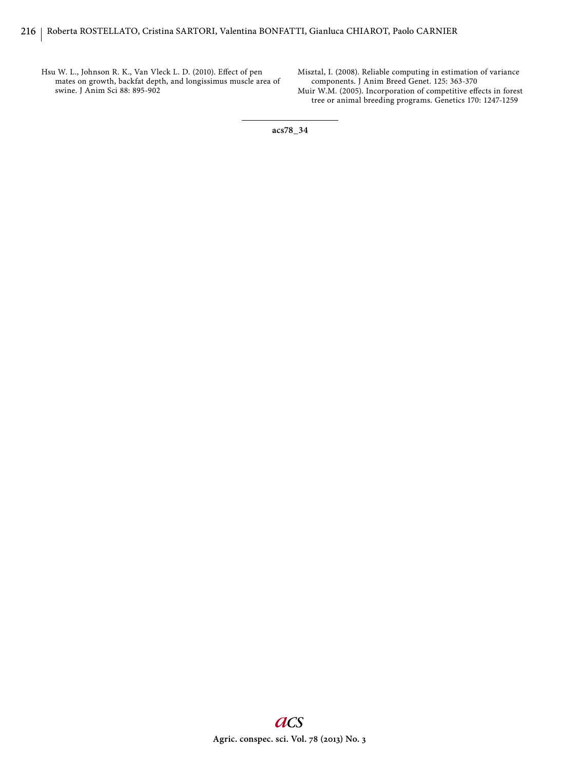Hsu W. L., Johnson R. K., Van Vleck L. D. (2010). Effect of pen mates on growth, backfat depth, and longissimus muscle area of swine. J Anim Sci 88: 895-902

Misztal, I. (2008). Reliable computing in estimation of variance components. J Anim Breed Genet. 125: 363-370

Muir W.M. (2005). Incorporation of competitive effects in forest tree or animal breeding programs. Genetics 170: 1247-1259

---

**acs78_34**